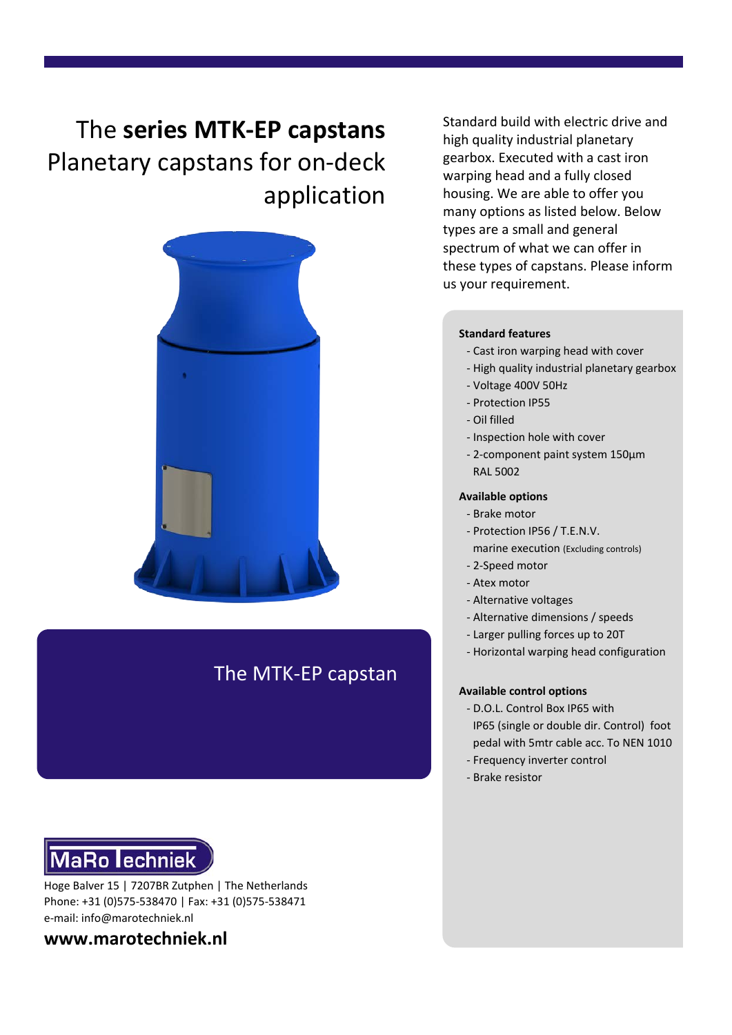# The **series MTK-EP capstans** Planetary capstans for on-deck application

Standard build with electric drive and high quality industrial planetary gearbox. Executed with a cast iron warping head and a fully closed housing. We are able to offer you many options as listed below. Below types are a small and general spectrum of what we can offer in these types of capstans. Please inform us your requirement.

**Standard features**

- Cast iron warping head with cover
- High quality industrial planetary gearbox
- Voltage 400V 50Hz
- Protection IP55
- Oil filled
- Inspection hole with cover
- 2-component paint system 150µm RAL 5002

**Available options**

- Brake motor
- Protection IP56 / T.E.N.V. marine execution (Excluding controls)
- 2-Speed motor
- Atex motor
- Alternative voltages
- Alternative dimensions / speeds
- Larger pulling forces up to 20T
- Horizontal warping head configuration

**Available control options**

- D.O.L. Control Box IP65 with IP65 (single or double dir. Control) foot pedal with 5mtr cable acc. To NEN 1010
- Frequency inverter control
- Brake resistor

## The MTK-EP capstan

**MaRo Techniek**

Hoge Balver 15 | 7207BR Zutphen | The Netherlands
Phone: +31 (0)575-538470 | Fax: +31 (0)575-538471
e-mail: info@marotechniek.nl

**www.marotechniek.nl**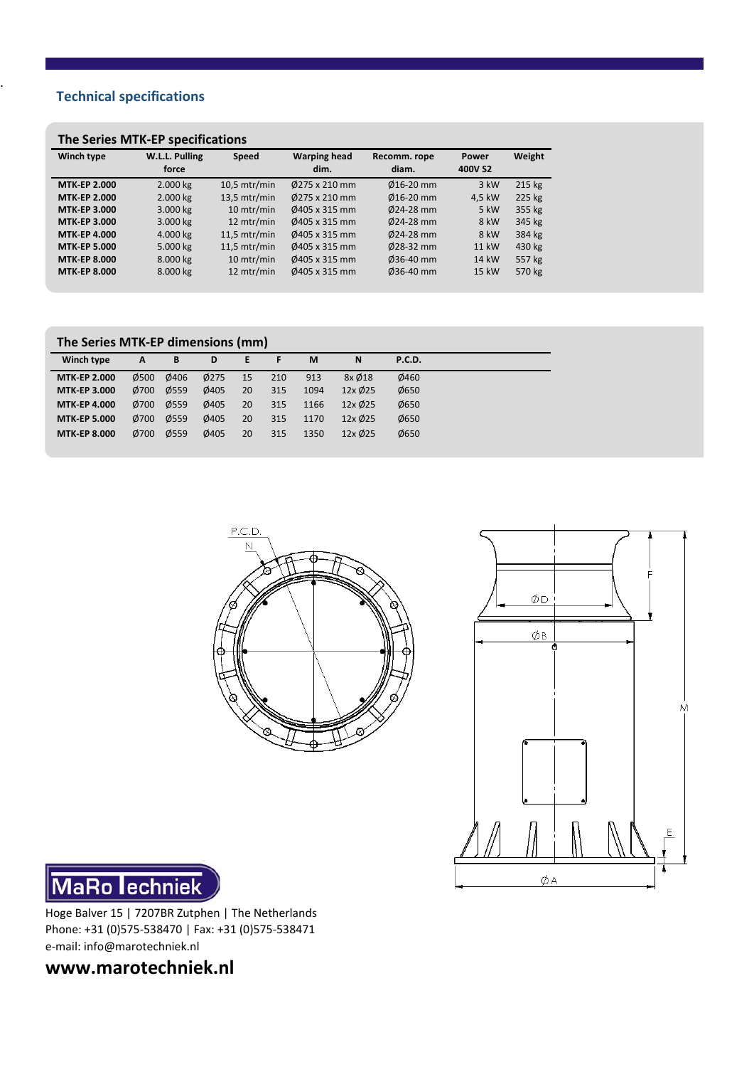## Technical specifications

### The Series MTK-EP specifications

| Winch type | W.L.L. Pulling force | Speed | Warping head dim. | Recomm. rope diam. | Power 400V S2 | Weight |
|---|---|---|---|---|---|---|
| **MTK-EP 2.000** | 2.000 kg | 10,5 mtr/min | Ø275 x 210 mm | Ø16-20 mm | 3 kW | 215 kg |
| **MTK-EP 2.000** | 2.000 kg | 13,5 mtr/min | Ø275 x 210 mm | Ø16-20 mm | 4,5 kW | 225 kg |
| **MTK-EP 3.000** | 3.000 kg | 10 mtr/min | Ø405 x 315 mm | Ø24-28 mm | 5 kW | 355 kg |
| **MTK-EP 3.000** | 3.000 kg | 12 mtr/min | Ø405 x 315 mm | Ø24-28 mm | 8 kW | 345 kg |
| **MTK-EP 4.000** | 4.000 kg | 11,5 mtr/min | Ø405 x 315 mm | Ø24-28 mm | 8 kW | 384 kg |
| **MTK-EP 5.000** | 5.000 kg | 11,5 mtr/min | Ø405 x 315 mm | Ø28-32 mm | 11 kW | 430 kg |
| **MTK-EP 8.000** | 8.000 kg | 10 mtr/min | Ø405 x 315 mm | Ø36-40 mm | 14 kW | 557 kg |
| **MTK-EP 8.000** | 8.000 kg | 12 mtr/min | Ø405 x 315 mm | Ø36-40 mm | 15 kW | 570 kg |

### The Series MTK-EP dimensions (mm)

| Winch type | A | B | D | E | F | M | N | P.C.D. |
|---|---|---|---|---|---|---|---|---|
| **MTK-EP 2.000** | Ø500 | Ø406 | Ø275 | 15 | 210 | 913 | 8x Ø18 | Ø460 |
| **MTK-EP 3.000** | Ø700 | Ø559 | Ø405 | 20 | 315 | 1094 | 12x Ø25 | Ø650 |
| **MTK-EP 4.000** | Ø700 | Ø559 | Ø405 | 20 | 315 | 1166 | 12x Ø25 | Ø650 |
| **MTK-EP 5.000** | Ø700 | Ø559 | Ø405 | 20 | 315 | 1170 | 12x Ø25 | Ø650 |
| **MTK-EP 8.000** | Ø700 | Ø559 | Ø405 | 20 | 315 | 1350 | 12x Ø25 | Ø650 |

P.C.D.
N

ØD
F
ØB
M
E
ØA

MaRo Techniek

Hoge Balver 15 | 7207BR Zutphen | The Netherlands
Phone: +31 (0)575-538470 | Fax: +31 (0)575-538471
e-mail: info@marotechniek.nl

**www.marotechniek.nl**